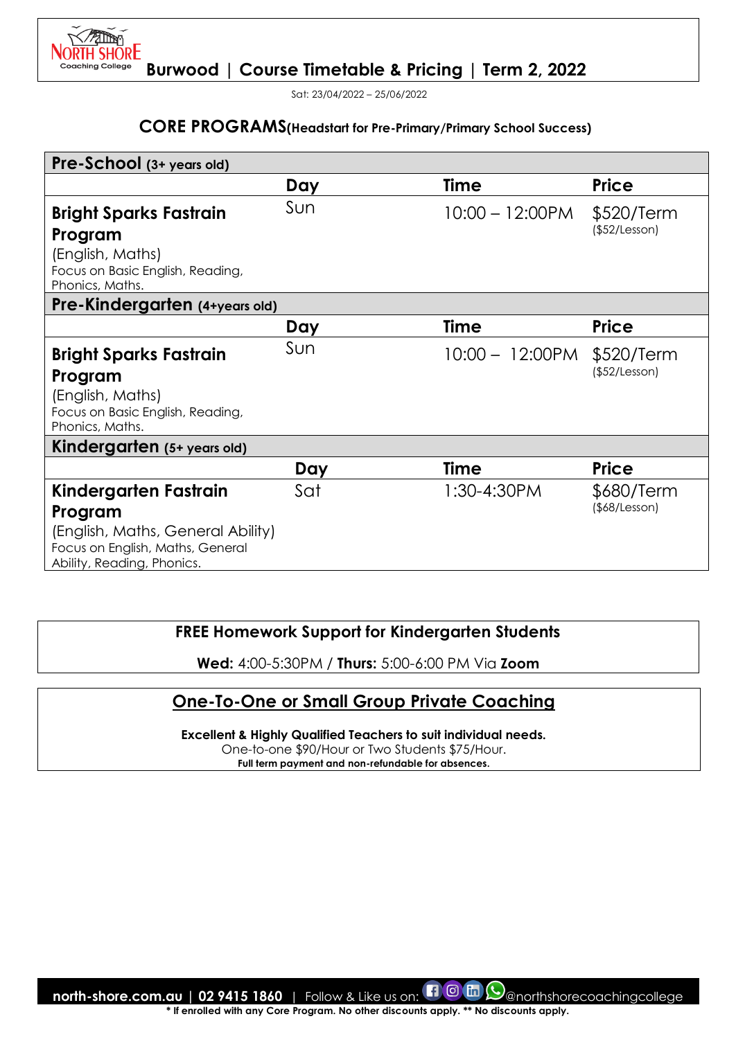# Burwood | Course Timetable & Pricing | Term 2, 2022

Sat: 23/04/2022 – 25/06/2022

## CORE PROGRAMS(Headstart for Pre-Primary/Primary School Success)

| **Pre-School** (3+ years old) | | | |
|---|---|---|---|
| | **Day** | **Time** | **Price** |
| **Bright Sparks Fastrain Program** (English, Maths) Focus on Basic English, Reading, Phonics, Maths. | Sun | 10:00 – 12:00PM | $520/Term ($52/Lesson) |
| **Pre-Kindergarten** (4+years old) | | | |
| | **Day** | **Time** | **Price** |
| **Bright Sparks Fastrain Program** (English, Maths) Focus on Basic English, Reading, Phonics, Maths. | Sun | 10:00 – 12:00PM | $520/Term ($52/Lesson) |
| **Kindergarten** (5+ years old) | | | |
| | **Day** | **Time** | **Price** |
| **Kindergarten Fastrain Program** (English, Maths, General Ability) Focus on English, Maths, General Ability, Reading, Phonics. | Sat | 1:30-4:30PM | $680/Term ($68/Lesson) |

**FREE Homework Support for Kindergarten Students**

**Wed:** 4:00-5:30PM / **Thurs:** 5:00-6:00 PM Via **Zoom**

## One-To-One or Small Group Private Coaching

**Excellent & Highly Qualified Teachers to suit individual needs.**

One-to-one $90/Hour or Two Students $75/Hour.

**Full term payment and non-refundable for absences.**

**north-shore.com.au | 02 9415 1860** | Follow & Like us on: @northshorecoachingcollege

**\* If enrolled with any Core Program. No other discounts apply. \*\* No discounts apply.**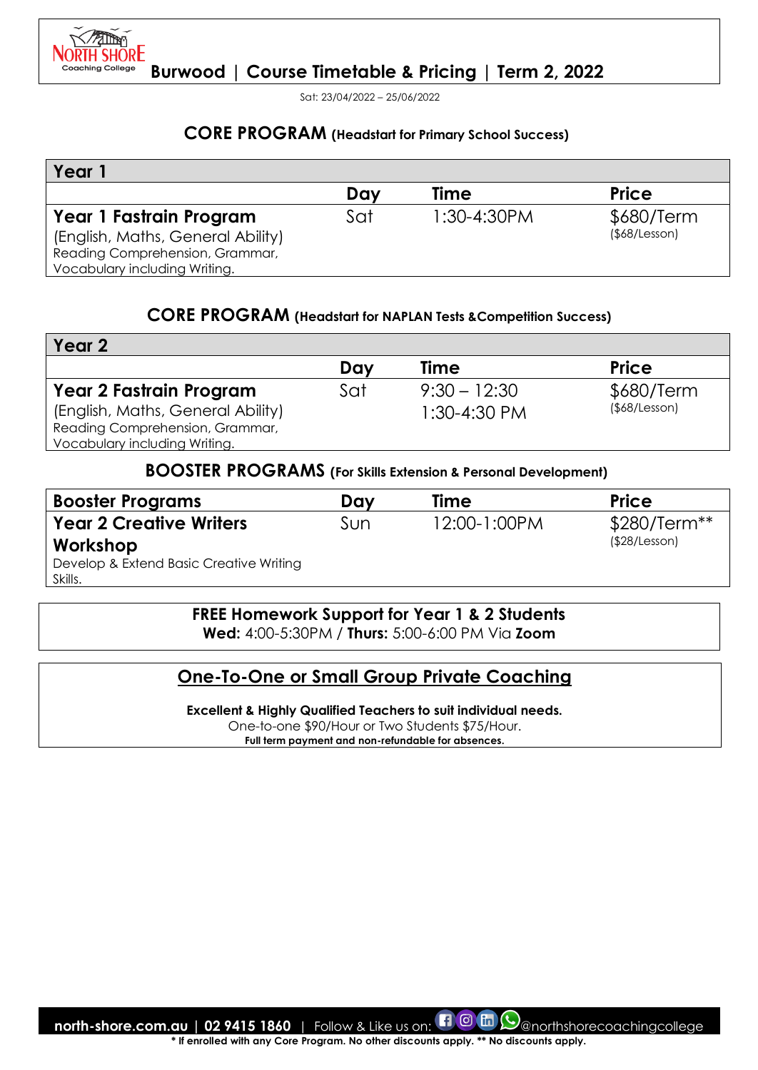# Burwood | Course Timetable & Pricing | Term 2, 2022

Sat: 23/04/2022 – 25/06/2022

## CORE PROGRAM (Headstart for Primary School Success)

| Year 1 | | | |
|---|---|---|---|
| | **Day** | **Time** | **Price** |
| **Year 1 Fastrain Program** (English, Maths, General Ability) Reading Comprehension, Grammar, Vocabulary including Writing. | Sat | 1:30-4:30PM | $680/Term ($68/Lesson) |

## CORE PROGRAM (Headstart for NAPLAN Tests &Competition Success)

| Year 2 | | | |
|---|---|---|---|
| | **Day** | **Time** | **Price** |
| **Year 2 Fastrain Program** (English, Maths, General Ability) Reading Comprehension, Grammar, Vocabulary including Writing. | Sat | 9:30 – 12:30<br>1:30-4:30 PM | $680/Term ($68/Lesson) |

## BOOSTER PROGRAMS (For Skills Extension & Personal Development)

| **Booster Programs** | **Day** | **Time** | **Price** |
|---|---|---|---|
| **Year 2 Creative Writers Workshop** Develop & Extend Basic Creative Writing Skills. | Sun | 12:00-1:00PM | $280/Term** ($28/Lesson) |

**FREE Homework Support for Year 1 & 2 Students**
**Wed:** 4:00-5:30PM / **Thurs:** 5:00-6:00 PM Via **Zoom**

## One-To-One or Small Group Private Coaching

**Excellent & Highly Qualified Teachers to suit individual needs.**
One-to-one $90/Hour or Two Students $75/Hour.
**Full term payment and non-refundable for absences.**

**north-shore.com.au | 02 9415 1860** | Follow & Like us on: @northshorecoachingcollege

**\* If enrolled with any Core Program. No other discounts apply. \*\* No discounts apply.**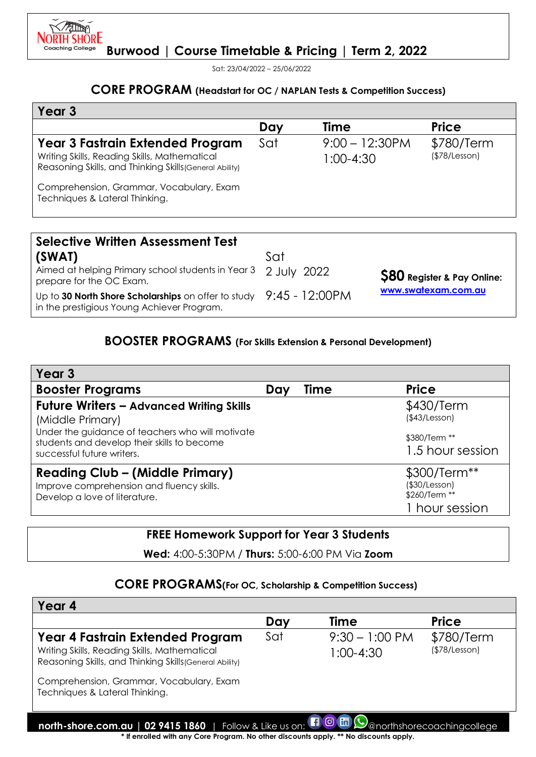# Burwood | Course Timetable & Pricing | Term 2, 2022

Sat: 23/04/2022 – 25/06/2022

## CORE PROGRAM (Headstart for OC / NAPLAN Tests & Competition Success)

| Year 3 | | | |
|---|---|---|---|
| | **Day** | **Time** | **Price** |
| **Year 3 Fastrain Extended Program**<br>Writing Skills, Reading Skills, Mathematical Reasoning Skills, and Thinking Skills(General Ability)<br>Comprehension, Grammar, Vocabulary, Exam Techniques & Lateral Thinking. | Sat | 9:00 – 12:30PM<br>1:00-4:30 | $780/Term<br>($78/Lesson) |

| | | |
|---|---|---|
| **Selective Written Assessment Test (SWAT)**<br>Aimed at helping Primary school students in Year 3 prepare for the OC Exam.<br>Up to **30 North Shore Scholarships** on offer to study in the prestigious Young Achiever Program. | Sat<br>2 July 2022<br>9:45 - 12:00PM | **$80 Register & Pay Online:** www.swatexam.com.au |

## BOOSTER PROGRAMS (For Skills Extension & Personal Development)

| Year 3 | | | |
|---|---|---|---|
| **Booster Programs** | **Day** | **Time** | **Price** |
| **Future Writers – Advanced Writing Skills** (Middle Primary)<br>Under the guidance of teachers who will motivate students and develop their skills to become successful future writers. | | | $430/Term<br>($43/Lesson)<br>$380/Term **<br>1.5 hour session |
| **Reading Club – (Middle Primary)**<br>Improve comprehension and fluency skills.<br>Develop a love of literature. | | | $300/Term**<br>($30/Lesson)<br>$260/Term **<br>1 hour session |

**FREE Homework Support for Year 3 Students**

**Wed:** 4:00-5:30PM / **Thurs:** 5:00-6:00 PM Via **Zoom**

## CORE PROGRAMS(For OC, Scholarship & Competition Success)

| Year 4 | | | |
|---|---|---|---|
| | **Day** | **Time** | **Price** |
| **Year 4 Fastrain Extended Program**<br>Writing Skills, Reading Skills, Mathematical Reasoning Skills, and Thinking Skills(General Ability)<br>Comprehension, Grammar, Vocabulary, Exam Techniques & Lateral Thinking. | Sat | 9:30 – 1:00 PM<br>1:00-4:30 | $780/Term<br>($78/Lesson) |

**north-shore.com.au | 02 9415 1860** | Follow & Like us on: @northshorecoachingcollege

**\* If enrolled with any Core Program. No other discounts apply. \*\* No discounts apply.**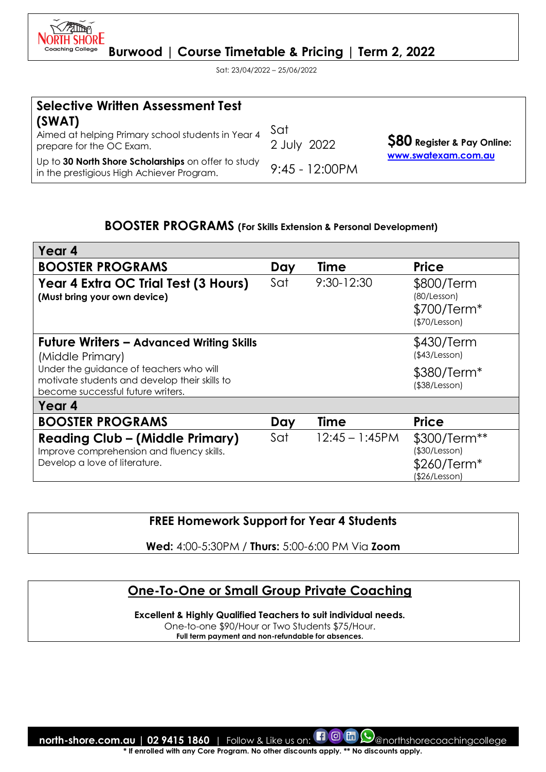# Burwood | Course Timetable & Pricing | Term 2, 2022

Sat: 23/04/2022 – 25/06/2022

| Selective Written Assessment Test (SWAT) | | |
|---|---|---|
| Aimed at helping Primary school students in Year 4 prepare for the OC Exam.<br>Up to **30 North Shore Scholarships** on offer to study in the prestigious High Achiever Program. | Sat<br>2 July 2022<br>9:45 - 12:00PM | **$80 Register & Pay Online:**<br>**www.swatexam.com.au** |

## BOOSTER PROGRAMS (For Skills Extension & Personal Development)

| Year 4 | | | |
|---|---|---|---|
| **BOOSTER PROGRAMS** | **Day** | **Time** | **Price** |
| **Year 4 Extra OC Trial Test (3 Hours)**<br>**(Must bring your own device)** | Sat | 9:30-12:30 | $800/Term<br>(80/Lesson)<br>$700/Term*<br>($70/Lesson) |
| **Future Writers – Advanced Writing Skills** (Middle Primary)<br>Under the guidance of teachers who will motivate students and develop their skills to become successful future writers. | | | $430/Term<br>($43/Lesson)<br>$380/Term*<br>($38/Lesson) |

| Year 4 | | | |
|---|---|---|---|
| **BOOSTER PROGRAMS** | **Day** | **Time** | **Price** |
| **Reading Club – (Middle Primary)**<br>Improve comprehension and fluency skills. Develop a love of literature. | Sat | 12:45 – 1:45PM | $300/Term**<br>($30/Lesson)<br>$260/Term*<br>($26/Lesson) |

**FREE Homework Support for Year 4 Students**

**Wed:** 4:00-5:30PM / **Thurs:** 5:00-6:00 PM Via **Zoom**

## One-To-One or Small Group Private Coaching

**Excellent & Highly Qualified Teachers to suit individual needs.**
One-to-one $90/Hour or Two Students $75/Hour.
**Full term payment and non-refundable for absences.**

**north-shore.com.au | 02 9415 1860** | Follow & Like us on: @northshorecoachingcollege

**\* If enrolled with any Core Program. No other discounts apply. \*\* No discounts apply.**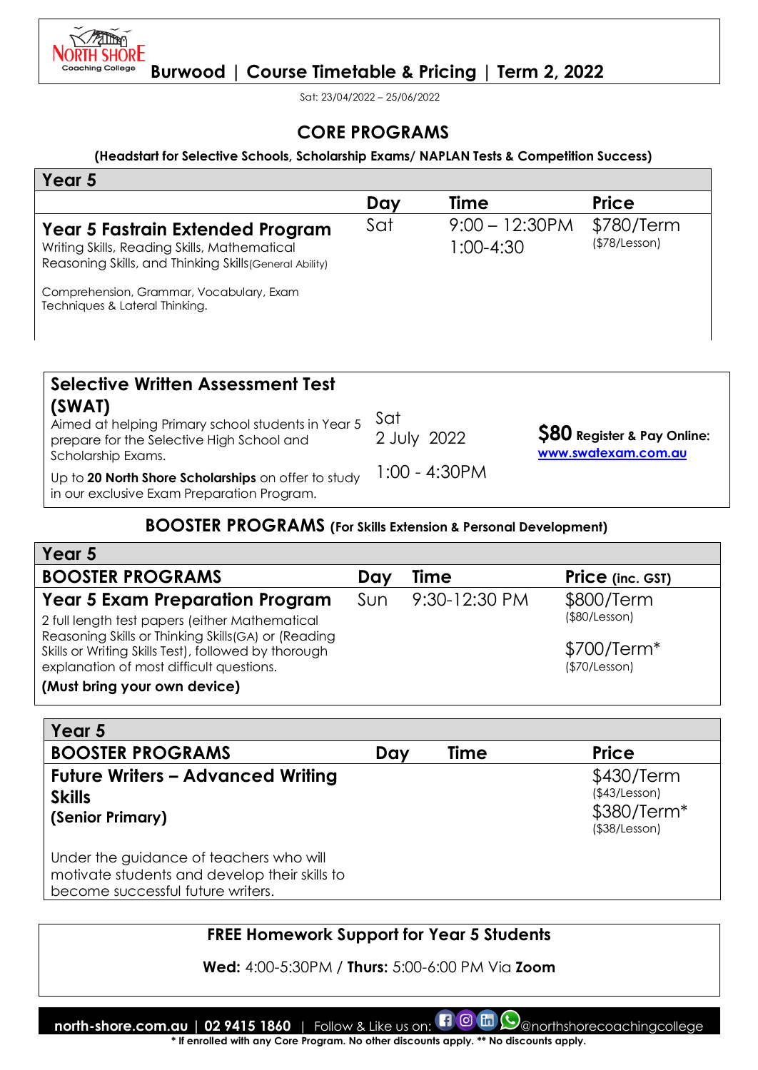# Burwood | Course Timetable & Pricing | Term 2, 2022

Sat: 23/04/2022 – 25/06/2022

## CORE PROGRAMS

**(Headstart for Selective Schools, Scholarship Exams/ NAPLAN Tests & Competition Success)**

| Year 5 | Day | Time | Price |
|---|---|---|---|
| **Year 5 Fastrain Extended Program** Writing Skills, Reading Skills, Mathematical Reasoning Skills, and Thinking Skills (General Ability) Comprehension, Grammar, Vocabulary, Exam Techniques & Lateral Thinking. | Sat | 9:00 – 12:30PM 1:00-4:30 | $780/Term ($78/Lesson) |

| | | |
|---|---|---|
| **Selective Written Assessment Test (SWAT)** Aimed at helping Primary school students in Year 5 prepare for the Selective High School and Scholarship Exams. Up to **20 North Shore Scholarships** on offer to study in our exclusive Exam Preparation Program. | Sat 2 July 2022 1:00 - 4:30PM | **$80 Register & Pay Online:** www.swatexam.com.au |

## BOOSTER PROGRAMS (For Skills Extension & Personal Development)

| Year 5 BOOSTER PROGRAMS | Day | Time | Price (inc. GST) |
|---|---|---|---|
| **Year 5 Exam Preparation Program** 2 full length test papers (either Mathematical Reasoning Skills or Thinking Skills(GA) or (Reading Skills or Writing Skills Test), followed by thorough explanation of most difficult questions. **(Must bring your own device)** | Sun | 9:30-12:30 PM | $800/Term ($80/Lesson) $700/Term* ($70/Lesson) |

| Year 5 BOOSTER PROGRAMS | Day | Time | Price |
|---|---|---|---|
| **Future Writers – Advanced Writing Skills (Senior Primary)** Under the guidance of teachers who will motivate students and develop their skills to become successful future writers. | | | $430/Term ($43/Lesson) $380/Term* ($38/Lesson) |

**FREE Homework Support for Year 5 Students**

**Wed:** 4:00-5:30PM / **Thurs:** 5:00-6:00 PM Via **Zoom**

**north-shore.com.au | 02 9415 1860** | Follow & Like us on: @northshorecoachingcollege

*** If enrolled with any Core Program. No other discounts apply. ** No discounts apply.**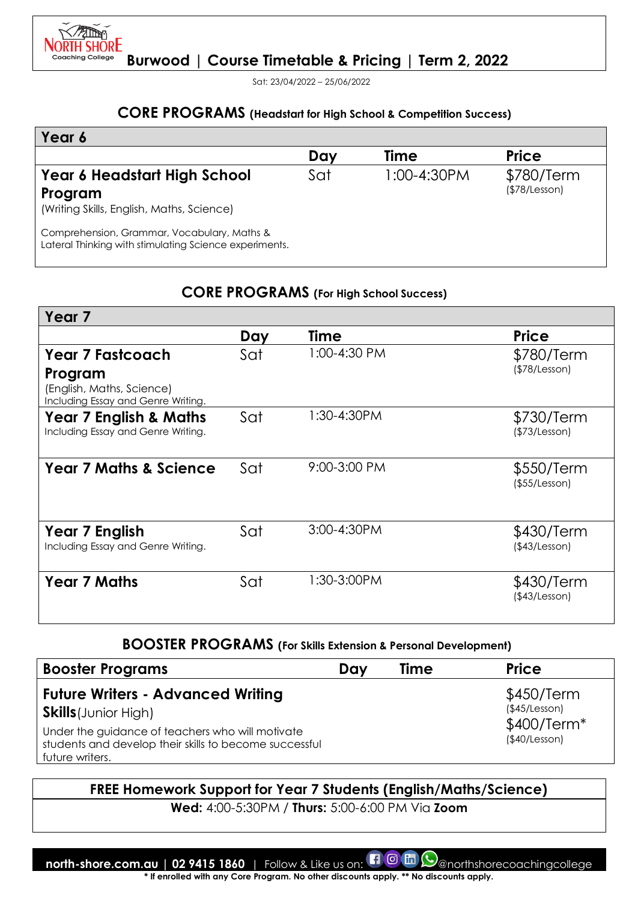# Burwood | Course Timetable & Pricing | Term 2, 2022

Sat: 23/04/2022 – 25/06/2022

## CORE PROGRAMS (Headstart for High School & Competition Success)

| Year 6 | Day | Time | Price |
|---|---|---|---|
| **Year 6 Headstart High School Program** (Writing Skills, English, Maths, Science) Comprehension, Grammar, Vocabulary, Maths & Lateral Thinking with stimulating Science experiments. | Sat | 1:00-4:30PM | $780/Term ($78/Lesson) |

## CORE PROGRAMS (For High School Success)

| Year 7 | Day | Time | Price |
|---|---|---|---|
| **Year 7 Fastcoach Program** (English, Maths, Science) Including Essay and Genre Writing. | Sat | 1:00-4:30 PM | $780/Term ($78/Lesson) |
| **Year 7 English & Maths** Including Essay and Genre Writing. | Sat | 1:30-4:30PM | $730/Term ($73/Lesson) |
| **Year 7 Maths & Science** | Sat | 9:00-3:00 PM | $550/Term ($55/Lesson) |
| **Year 7 English** Including Essay and Genre Writing. | Sat | 3:00-4:30PM | $430/Term ($43/Lesson) |
| **Year 7 Maths** | Sat | 1:30-3:00PM | $430/Term ($43/Lesson) |

## BOOSTER PROGRAMS (For Skills Extension & Personal Development)

| Booster Programs | Day | Time | Price |
|---|---|---|---|
| **Future Writers - Advanced Writing Skills** (Junior High) Under the guidance of teachers who will motivate students and develop their skills to become successful future writers. | | | $450/Term ($45/Lesson) $400/Term* ($40/Lesson) |

**FREE Homework Support for Year 7 Students (English/Maths/Science)**

**Wed:** 4:00-5:30PM / **Thurs:** 5:00-6:00 PM Via **Zoom**

**north-shore.com.au | 02 9415 1860** | Follow & Like us on: @northshorecoachingcollege

**\* If enrolled with any Core Program. No other discounts apply. \*\* No discounts apply.**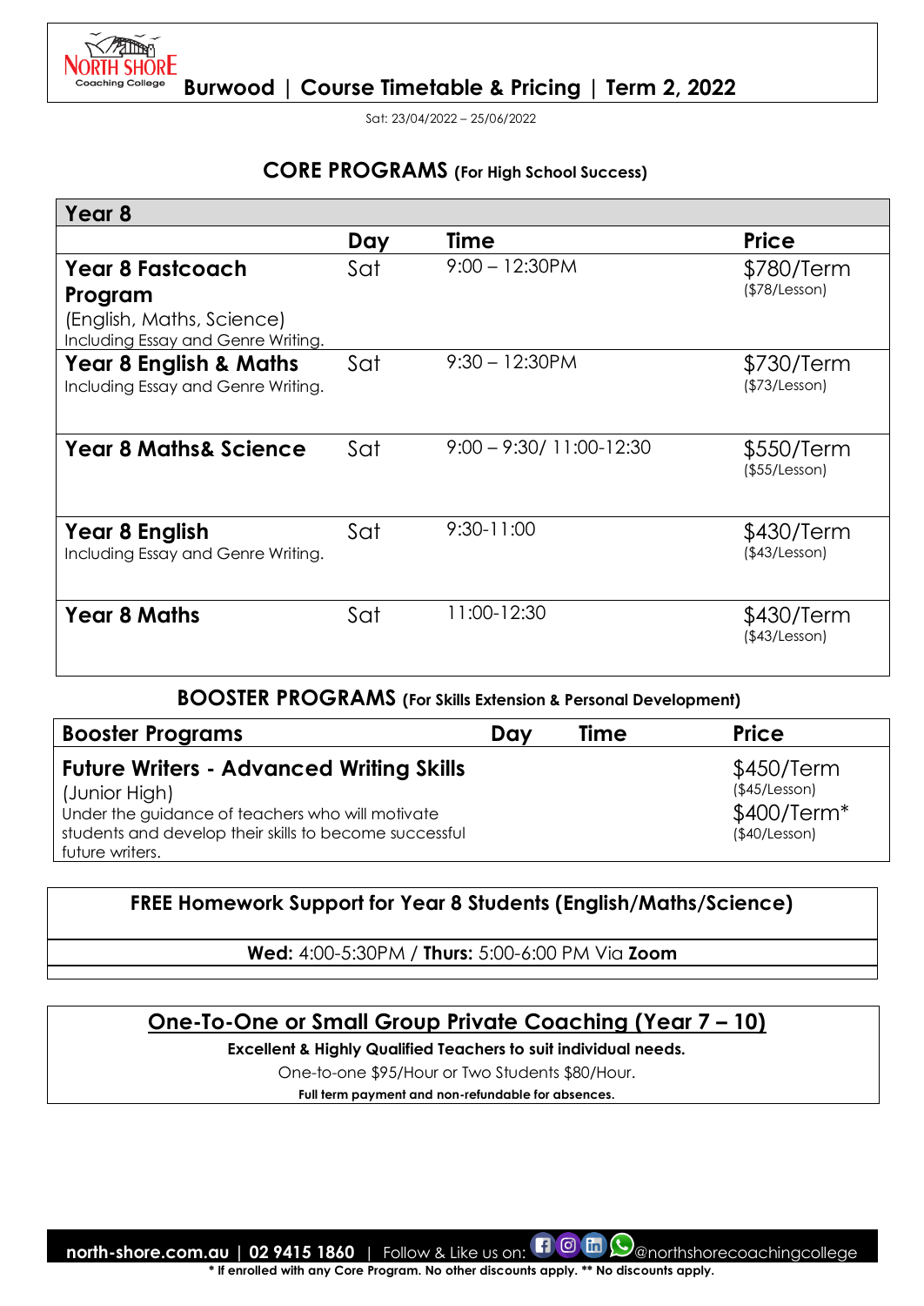# Burwood | Course Timetable & Pricing | Term 2, 2022

Sat: 23/04/2022 – 25/06/2022

## CORE PROGRAMS (For High School Success)

| Year 8 | Day | Time | Price |
|---|---|---|---|
| **Year 8 Fastcoach Program** (English, Maths, Science) Including Essay and Genre Writing. | Sat | 9:00 – 12:30PM | $780/Term ($78/Lesson) |
| **Year 8 English & Maths** Including Essay and Genre Writing. | Sat | 9:30 – 12:30PM | $730/Term ($73/Lesson) |
| **Year 8 Maths& Science** | Sat | 9:00 – 9:30/ 11:00-12:30 | $550/Term ($55/Lesson) |
| **Year 8 English** Including Essay and Genre Writing. | Sat | 9:30-11:00 | $430/Term ($43/Lesson) |
| **Year 8 Maths** | Sat | 11:00-12:30 | $430/Term ($43/Lesson) |

## BOOSTER PROGRAMS (For Skills Extension & Personal Development)

| Booster Programs | Day | Time | Price |
|---|---|---|---|
| **Future Writers - Advanced Writing Skills** (Junior High) Under the guidance of teachers who will motivate students and develop their skills to become successful future writers. | | | $450/Term ($45/Lesson) $400/Term* ($40/Lesson) |

**FREE Homework Support for Year 8 Students (English/Maths/Science)**

**Wed:** 4:00-5:30PM / **Thurs:** 5:00-6:00 PM Via **Zoom**

**One-To-One or Small Group Private Coaching (Year 7 – 10)**

**Excellent & Highly Qualified Teachers to suit individual needs.**

One-to-one $95/Hour or Two Students $80/Hour.

**Full term payment and non-refundable for absences.**

**north-shore.com.au | 02 9415 1860** | Follow & Like us on: @northshorecoachingcollege

**\* If enrolled with any Core Program. No other discounts apply. \*\* No discounts apply.**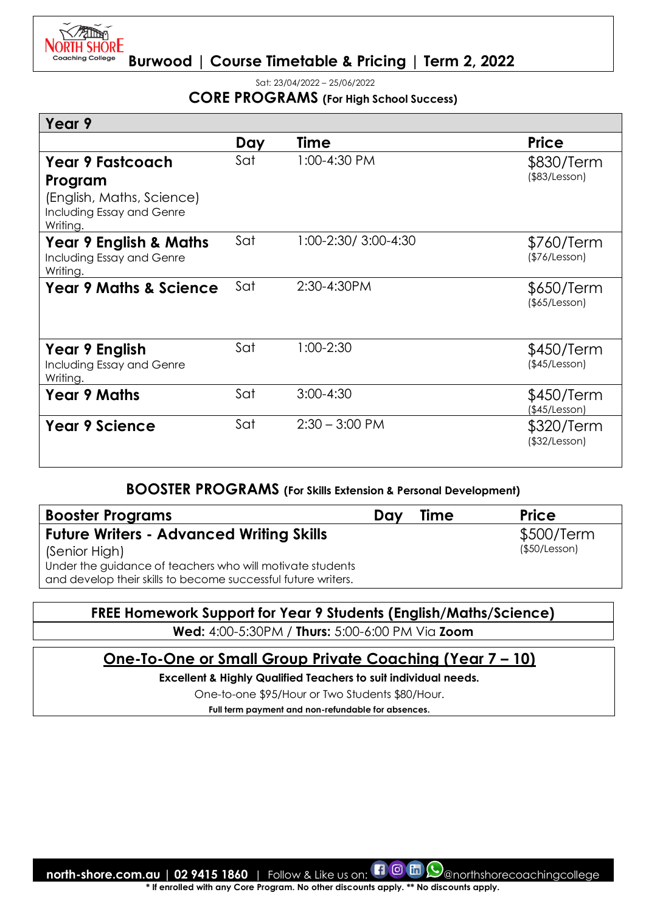# Burwood | Course Timetable & Pricing | Term 2, 2022

Sat: 23/04/2022 – 25/06/2022

## CORE PROGRAMS (For High School Success)

| Year 9 | Day | Time | Price |
|---|---|---|---|
| **Year 9 Fastcoach Program** (English, Maths, Science) Including Essay and Genre Writing. | Sat | 1:00-4:30 PM | $830/Term ($83/Lesson) |
| **Year 9 English & Maths** Including Essay and Genre Writing. | Sat | 1:00-2:30/ 3:00-4:30 | $760/Term ($76/Lesson) |
| **Year 9 Maths & Science** | Sat | 2:30-4:30PM | $650/Term ($65/Lesson) |
| **Year 9 English** Including Essay and Genre Writing. | Sat | 1:00-2:30 | $450/Term ($45/Lesson) |
| **Year 9 Maths** | Sat | 3:00-4:30 | $450/Term ($45/Lesson) |
| **Year 9 Science** | Sat | 2:30 – 3:00 PM | $320/Term ($32/Lesson) |

## BOOSTER PROGRAMS (For Skills Extension & Personal Development)

| Booster Programs | Day | Time | Price |
|---|---|---|---|
| **Future Writers - Advanced Writing Skills** (Senior High) Under the guidance of teachers who will motivate students and develop their skills to become successful future writers. | | | $500/Term ($50/Lesson) |

**FREE Homework Support for Year 9 Students (English/Maths/Science)**

**Wed:** 4:00-5:30PM / **Thurs:** 5:00-6:00 PM Via **Zoom**

## One-To-One or Small Group Private Coaching (Year 7 – 10)

**Excellent & Highly Qualified Teachers to suit individual needs.**

One-to-one $95/Hour or Two Students $80/Hour.

**Full term payment and non-refundable for absences.**

**north-shore.com.au | 02 9415 1860** | Follow & Like us on: @northshorecoachingcollege

**\* If enrolled with any Core Program. No other discounts apply. \*\* No discounts apply.**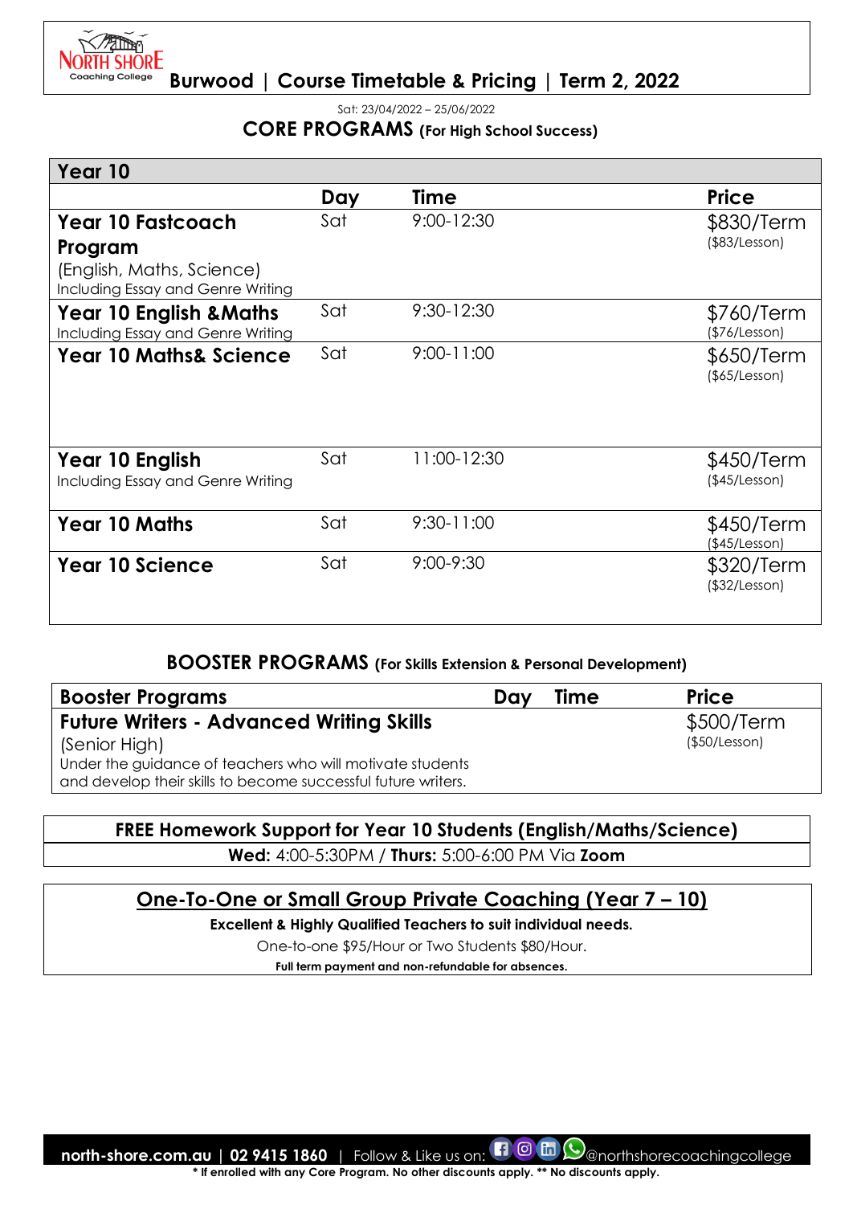# Burwood | Course Timetable & Pricing | Term 2, 2022

Sat: 23/04/2022 – 25/06/2022

## CORE PROGRAMS (For High School Success)

| Year 10 | | | |
|---|---|---|---|
| | **Day** | **Time** | **Price** |
| **Year 10 Fastcoach Program** (English, Maths, Science) Including Essay and Genre Writing | Sat | 9:00-12:30 | $830/Term ($83/Lesson) |
| **Year 10 English &Maths** Including Essay and Genre Writing | Sat | 9:30-12:30 | $760/Term ($76/Lesson) |
| **Year 10 Maths& Science** | Sat | 9:00-11:00 | $650/Term ($65/Lesson) |
| **Year 10 English** Including Essay and Genre Writing | Sat | 11:00-12:30 | $450/Term ($45/Lesson) |
| **Year 10 Maths** | Sat | 9:30-11:00 | $450/Term ($45/Lesson) |
| **Year 10 Science** | Sat | 9:00-9:30 | $320/Term ($32/Lesson) |

## BOOSTER PROGRAMS (For Skills Extension & Personal Development)

| Booster Programs | Day | Time | Price |
|---|---|---|---|
| **Future Writers - Advanced Writing Skills** (Senior High) Under the guidance of teachers who will motivate students and develop their skills to become successful future writers. | | | $500/Term ($50/Lesson) |

**FREE Homework Support for Year 10 Students (English/Maths/Science)**

**Wed:** 4:00-5:30PM / **Thurs:** 5:00-6:00 PM Via **Zoom**

**One-To-One or Small Group Private Coaching (Year 7 – 10)**

**Excellent & Highly Qualified Teachers to suit individual needs.**

One-to-one $95/Hour or Two Students $80/Hour.

**Full term payment and non-refundable for absences.**

**north-shore.com.au | 02 9415 1860** | Follow & Like us on: @northshorecoachingcollege

**\* If enrolled with any Core Program. No other discounts apply. \*\* No discounts apply.**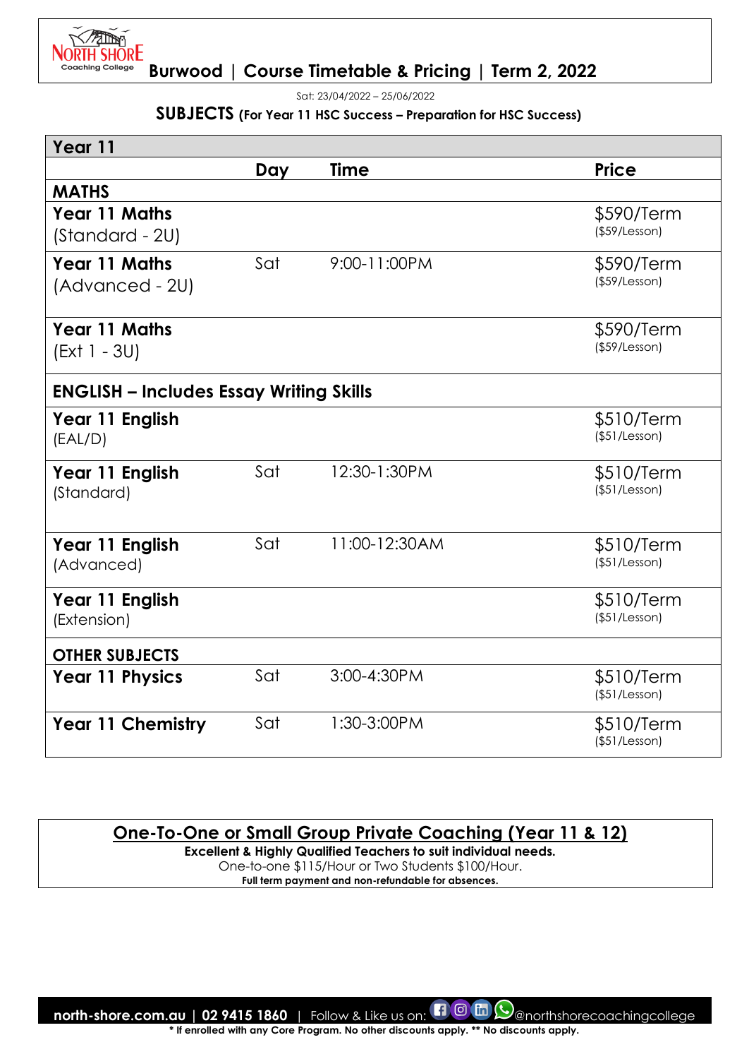# Burwood | Course Timetable & Pricing | Term 2, 2022

Sat: 23/04/2022 – 25/06/2022

**SUBJECTS (For Year 11 HSC Success – Preparation for HSC Success)**

| Year 11 | | | |
|---|---|---|---|
| | **Day** | **Time** | **Price** |
| **MATHS** | | | |
| **Year 11 Maths** (Standard - 2U) | | | $590/Term ($59/Lesson) |
| **Year 11 Maths** (Advanced - 2U) | Sat | 9:00-11:00PM | $590/Term ($59/Lesson) |
| **Year 11 Maths** (Ext 1 - 3U) | | | $590/Term ($59/Lesson) |
| **ENGLISH – Includes Essay Writing Skills** | | | |
| **Year 11 English** (EAL/D) | | | $510/Term ($51/Lesson) |
| **Year 11 English** (Standard) | Sat | 12:30-1:30PM | $510/Term ($51/Lesson) |
| **Year 11 English** (Advanced) | Sat | 11:00-12:30AM | $510/Term ($51/Lesson) |
| **Year 11 English** (Extension) | | | $510/Term ($51/Lesson) |
| **OTHER SUBJECTS** | | | |
| **Year 11 Physics** | Sat | 3:00-4:30PM | $510/Term ($51/Lesson) |
| **Year 11 Chemistry** | Sat | 1:30-3:00PM | $510/Term ($51/Lesson) |

## One-To-One or Small Group Private Coaching (Year 11 & 12)

**Excellent & Highly Qualified Teachers to suit individual needs.**

One-to-one $115/Hour or Two Students $100/Hour.

**Full term payment and non-refundable for absences.**

**north-shore.com.au | 02 9415 1860** | Follow & Like us on: @northshorecoachingcollege

**\* If enrolled with any Core Program. No other discounts apply. \*\* No discounts apply.**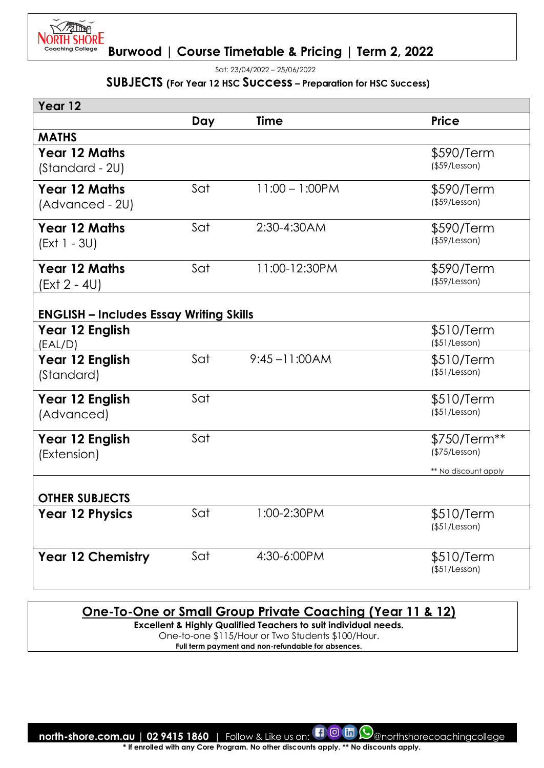NORTH SHORE Coaching College

# Burwood | Course Timetable & Pricing | Term 2, 2022

Sat: 23/04/2022 – 25/06/2022

## SUBJECTS (For Year 12 HSC Success – Preparation for HSC Success)

| Year 12 | | | |
|---|---|---|---|
| | **Day** | **Time** | **Price** |
| **MATHS** | | | |
| **Year 12 Maths** (Standard - 2U) | | | $590/Term ($59/Lesson) |
| **Year 12 Maths** (Advanced - 2U) | Sat | 11:00 – 1:00PM | $590/Term ($59/Lesson) |
| **Year 12 Maths** (Ext 1 - 3U) | Sat | 2:30-4:30AM | $590/Term ($59/Lesson) |
| **Year 12 Maths** (Ext 2 - 4U) | Sat | 11:00-12:30PM | $590/Term ($59/Lesson) |
| **ENGLISH – Includes Essay Writing Skills** | | | |
| **Year 12 English** (EAL/D) | | | $510/Term ($51/Lesson) |
| **Year 12 English** (Standard) | Sat | 9:45 –11:00AM | $510/Term ($51/Lesson) |
| **Year 12 English** (Advanced) | Sat | | $510/Term ($51/Lesson) |
| **Year 12 English** (Extension) | Sat | | $750/Term** ($75/Lesson) ** No discount apply |
| **OTHER SUBJECTS** | | | |
| **Year 12 Physics** | Sat | 1:00-2:30PM | $510/Term ($51/Lesson) |
| **Year 12 Chemistry** | Sat | 4:30-6:00PM | $510/Term ($51/Lesson) |

## One-To-One or Small Group Private Coaching (Year 11 & 12)

**Excellent & Highly Qualified Teachers to suit individual needs.**

One-to-one $115/Hour or Two Students $100/Hour.

**Full term payment and non-refundable for absences.**

**north-shore.com.au | 02 9415 1860** | Follow & Like us on: @northshorecoachingcollege

**\* If enrolled with any Core Program. No other discounts apply. ** No discounts apply.**